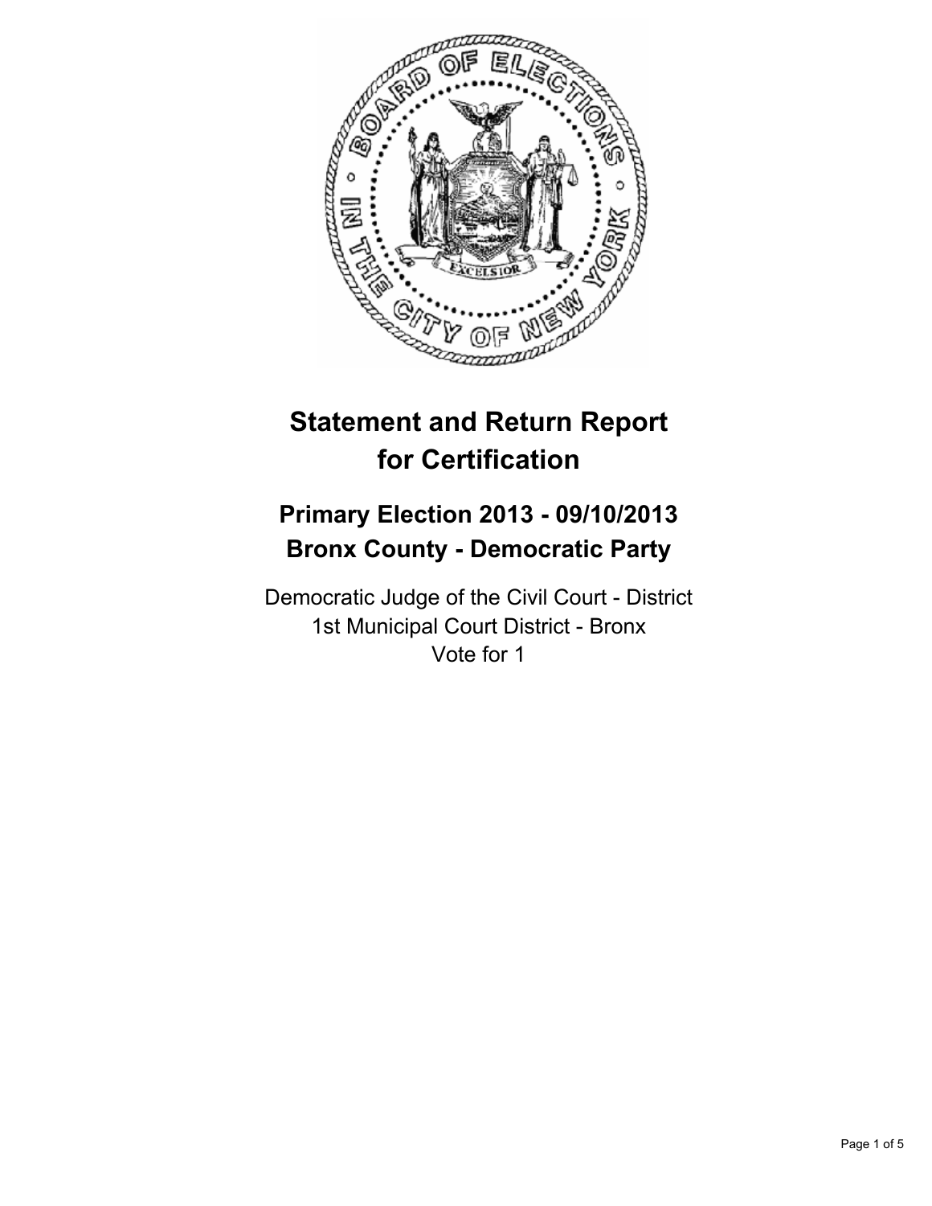# Statement and Return Report for Certification

## Primary Election 2013 - 09/10/2013
## Bronx County - Democratic Party

Democratic Judge of the Civil Court - District
1st Municipal Court District - Bronx
Vote for 1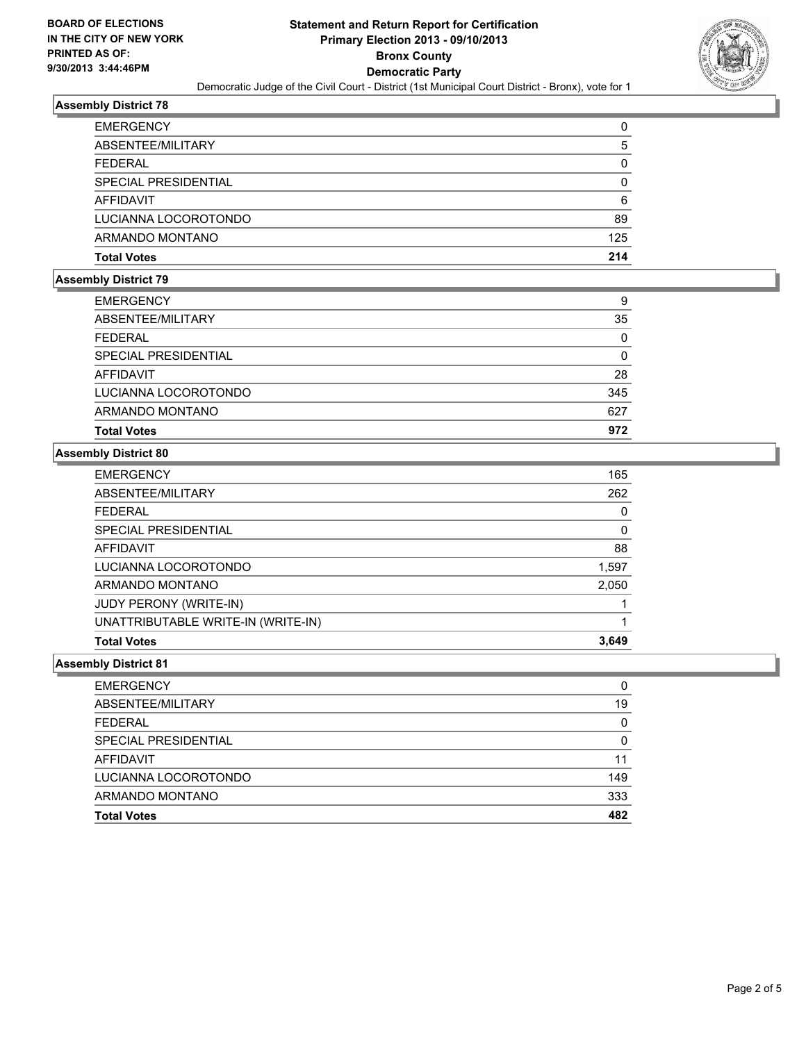**BOARD OF ELECTIONS**
**IN THE CITY OF NEW YORK**
**PRINTED AS OF:**
**9/30/2013 3:44:46PM**

# Statement and Return Report for Certification
## Primary Election 2013 - 09/10/2013
## Bronx County
## Democratic Party

Democratic Judge of the Civil Court - District (1st Municipal Court District - Bronx), vote for 1

### Assembly District 78

| | |
|---|---|
| EMERGENCY | 0 |
| ABSENTEE/MILITARY | 5 |
| FEDERAL | 0 |
| SPECIAL PRESIDENTIAL | 0 |
| AFFIDAVIT | 6 |
| LUCIANNA LOCOROTONDO | 89 |
| ARMANDO MONTANO | 125 |
| **Total Votes** | **214** |

### Assembly District 79

| | |
|---|---|
| EMERGENCY | 9 |
| ABSENTEE/MILITARY | 35 |
| FEDERAL | 0 |
| SPECIAL PRESIDENTIAL | 0 |
| AFFIDAVIT | 28 |
| LUCIANNA LOCOROTONDO | 345 |
| ARMANDO MONTANO | 627 |
| **Total Votes** | **972** |

### Assembly District 80

| | |
|---|---|
| EMERGENCY | 165 |
| ABSENTEE/MILITARY | 262 |
| FEDERAL | 0 |
| SPECIAL PRESIDENTIAL | 0 |
| AFFIDAVIT | 88 |
| LUCIANNA LOCOROTONDO | 1,597 |
| ARMANDO MONTANO | 2,050 |
| JUDY PERONY (WRITE-IN) | 1 |
| UNATTRIBUTABLE WRITE-IN (WRITE-IN) | 1 |
| **Total Votes** | **3,649** |

### Assembly District 81

| | |
|---|---|
| EMERGENCY | 0 |
| ABSENTEE/MILITARY | 19 |
| FEDERAL | 0 |
| SPECIAL PRESIDENTIAL | 0 |
| AFFIDAVIT | 11 |
| LUCIANNA LOCOROTONDO | 149 |
| ARMANDO MONTANO | 333 |
| **Total Votes** | **482** |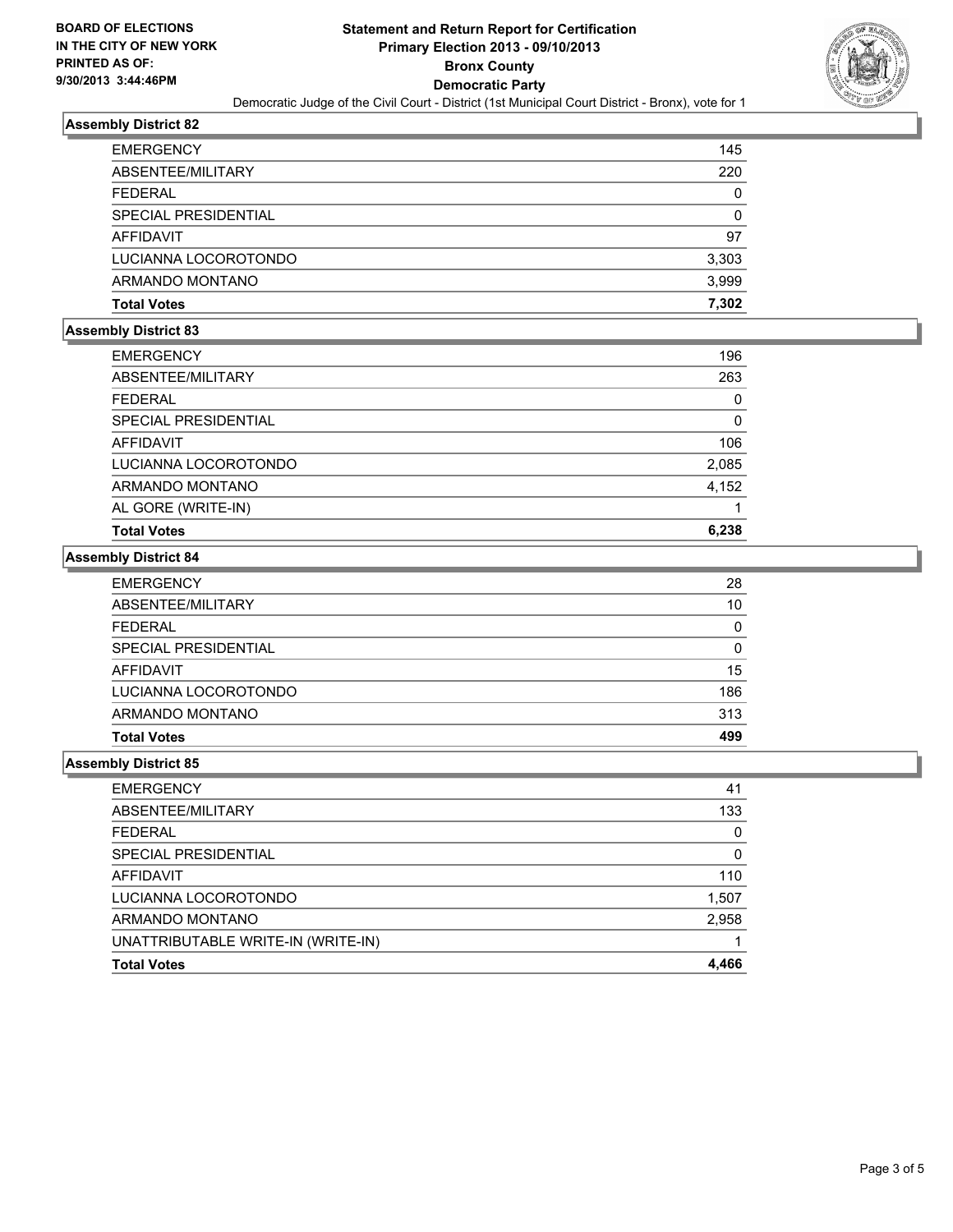**BOARD OF ELECTIONS IN THE CITY OF NEW YORK PRINTED AS OF: 9/30/2013 3:44:46PM**

# Statement and Return Report for Certification
## Primary Election 2013 - 09/10/2013
## Bronx County
## Democratic Party

Democratic Judge of the Civil Court - District (1st Municipal Court District - Bronx), vote for 1

### Assembly District 82

| | |
|---|---|
| EMERGENCY | 145 |
| ABSENTEE/MILITARY | 220 |
| FEDERAL | 0 |
| SPECIAL PRESIDENTIAL | 0 |
| AFFIDAVIT | 97 |
| LUCIANNA LOCOROTONDO | 3,303 |
| ARMANDO MONTANO | 3,999 |
| **Total Votes** | **7,302** |

### Assembly District 83

| | |
|---|---|
| EMERGENCY | 196 |
| ABSENTEE/MILITARY | 263 |
| FEDERAL | 0 |
| SPECIAL PRESIDENTIAL | 0 |
| AFFIDAVIT | 106 |
| LUCIANNA LOCOROTONDO | 2,085 |
| ARMANDO MONTANO | 4,152 |
| AL GORE (WRITE-IN) | 1 |
| **Total Votes** | **6,238** |

### Assembly District 84

| | |
|---|---|
| EMERGENCY | 28 |
| ABSENTEE/MILITARY | 10 |
| FEDERAL | 0 |
| SPECIAL PRESIDENTIAL | 0 |
| AFFIDAVIT | 15 |
| LUCIANNA LOCOROTONDO | 186 |
| ARMANDO MONTANO | 313 |
| **Total Votes** | **499** |

### Assembly District 85

| | |
|---|---|
| EMERGENCY | 41 |
| ABSENTEE/MILITARY | 133 |
| FEDERAL | 0 |
| SPECIAL PRESIDENTIAL | 0 |
| AFFIDAVIT | 110 |
| LUCIANNA LOCOROTONDO | 1,507 |
| ARMANDO MONTANO | 2,958 |
| UNATTRIBUTABLE WRITE-IN (WRITE-IN) | 1 |
| **Total Votes** | **4,466** |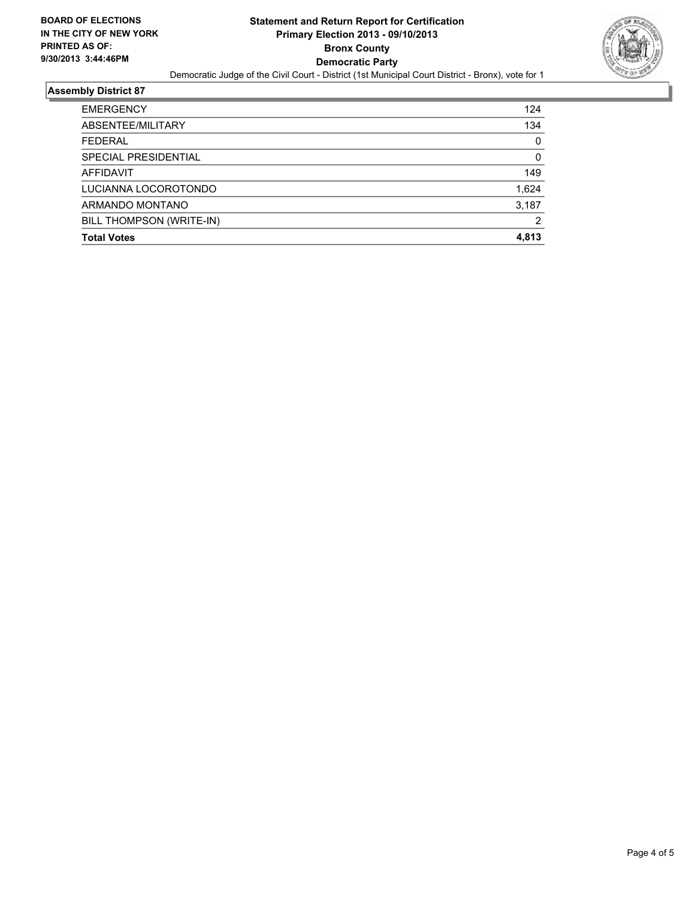**BOARD OF ELECTIONS IN THE CITY OF NEW YORK**
**PRINTED AS OF: 9/30/2013 3:44:46PM**

# Statement and Return Report for Certification
## Primary Election 2013 - 09/10/2013
## Bronx County
## Democratic Party

Democratic Judge of the Civil Court - District (1st Municipal Court District - Bronx), vote for 1

### Assembly District 87

| | |
|---|---|
| EMERGENCY | 124 |
| ABSENTEE/MILITARY | 134 |
| FEDERAL | 0 |
| SPECIAL PRESIDENTIAL | 0 |
| AFFIDAVIT | 149 |
| LUCIANNA LOCOROTONDO | 1,624 |
| ARMANDO MONTANO | 3,187 |
| BILL THOMPSON (WRITE-IN) | 2 |
| **Total Votes** | **4,813** |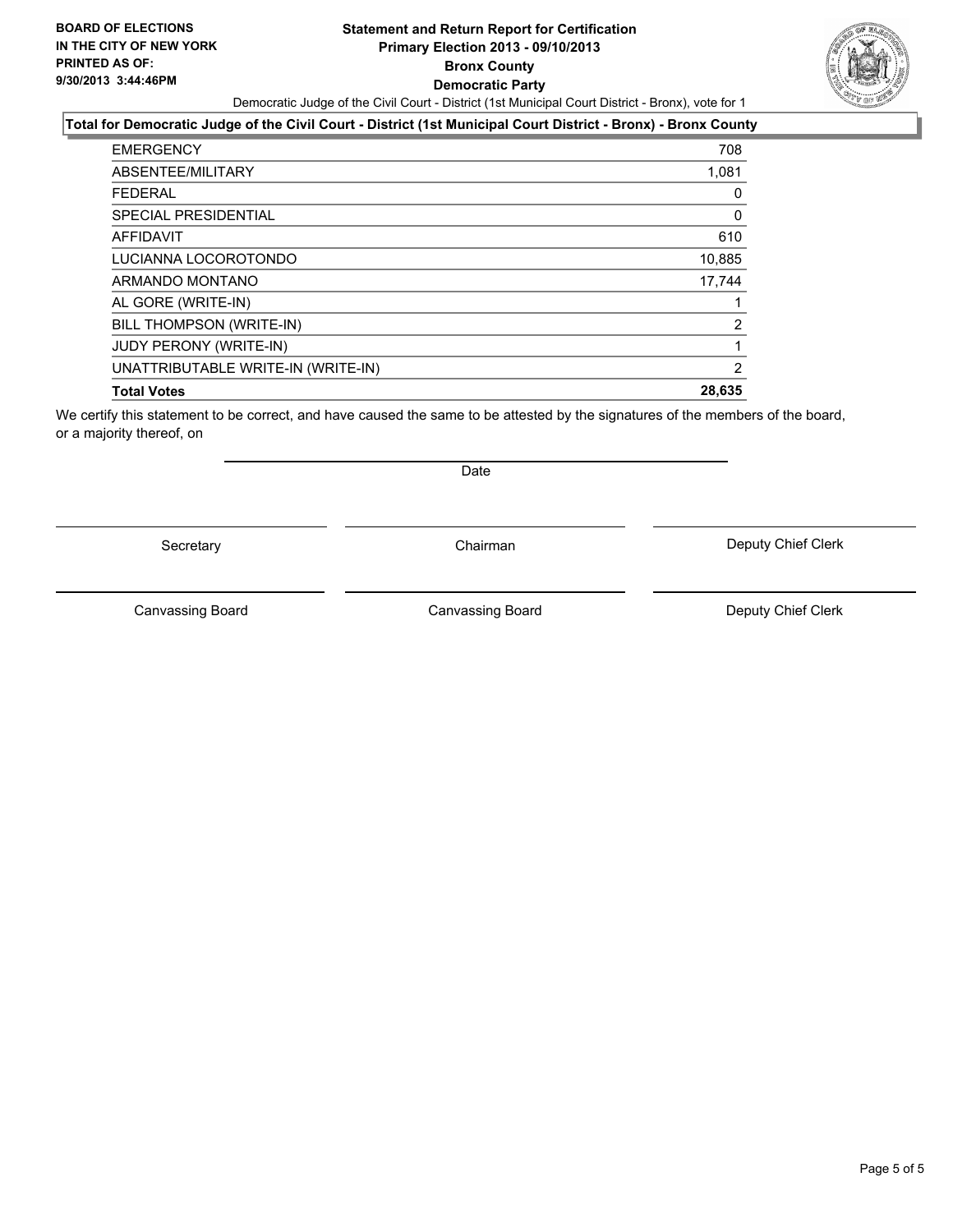**BOARD OF ELECTIONS IN THE CITY OF NEW YORK PRINTED AS OF: 9/30/2013 3:44:46PM**

**Statement and Return Report for Certification**
**Primary Election 2013 - 09/10/2013**
**Bronx County**
**Democratic Party**

Democratic Judge of the Civil Court - District (1st Municipal Court District - Bronx), vote for 1

**Total for Democratic Judge of the Civil Court - District (1st Municipal Court District - Bronx) - Bronx County**

| | |
|---|---|
| EMERGENCY | 708 |
| ABSENTEE/MILITARY | 1,081 |
| FEDERAL | 0 |
| SPECIAL PRESIDENTIAL | 0 |
| AFFIDAVIT | 610 |
| LUCIANNA LOCOROTONDO | 10,885 |
| ARMANDO MONTANO | 17,744 |
| AL GORE (WRITE-IN) | 1 |
| BILL THOMPSON (WRITE-IN) | 2 |
| JUDY PERONY (WRITE-IN) | 1 |
| UNATTRIBUTABLE WRITE-IN (WRITE-IN) | 2 |
| **Total Votes** | **28,635** |

We certify this statement to be correct, and have caused the same to be attested by the signatures of the members of the board, or a majority thereof, on

Date

Secretary | Chairman | Deputy Chief Clerk

Canvassing Board | Canvassing Board | Deputy Chief Clerk